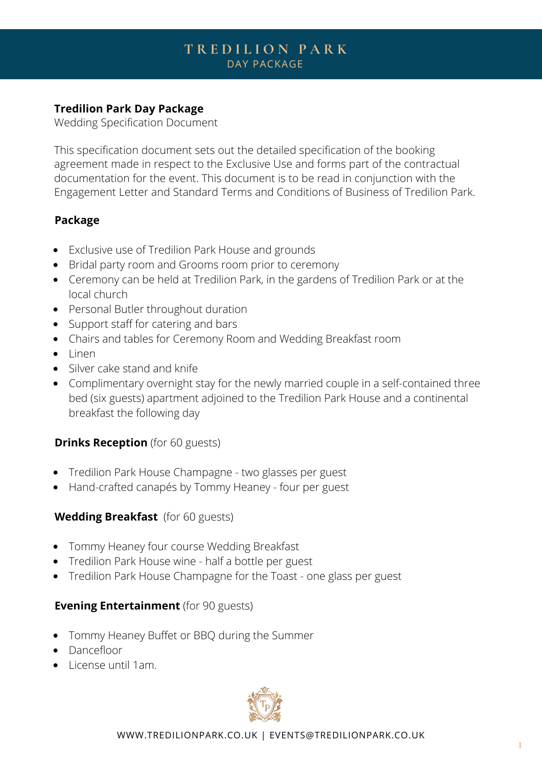# TREDILION PARK
DAY PACKAGE

**Tredilion Park Day Package**
Wedding Specification Document

This specification document sets out the detailed specification of the booking agreement made in respect to the Exclusive Use and forms part of the contractual documentation for the event. This document is to be read in conjunction with the Engagement Letter and Standard Terms and Conditions of Business of Tredilion Park.

## Package

- Exclusive use of Tredilion Park House and grounds
- Bridal party room and Grooms room prior to ceremony
- Ceremony can be held at Tredilion Park, in the gardens of Tredilion Park or at the local church
- Personal Butler throughout duration
- Support staff for catering and bars
- Chairs and tables for Ceremony Room and Wedding Breakfast room
- Linen
- Silver cake stand and knife
- Complimentary overnight stay for the newly married couple in a self-contained three bed (six guests) apartment adjoined to the Tredilion Park House and a continental breakfast the following day

## Drinks Reception (for 60 guests)

- Tredilion Park House Champagne - two glasses per guest
- Hand-crafted canapés by Tommy Heaney - four per guest

## Wedding Breakfast (for 60 guests)

- Tommy Heaney four course Wedding Breakfast
- Tredilion Park House wine - half a bottle per guest
- Tredilion Park House Champagne for the Toast - one glass per guest

## Evening Entertainment (for 90 guests)

- Tommy Heaney Buffet or BBQ during the Summer
- Dancefloor
- License until 1am.

WWW.TREDILIONPARK.CO.UK | EVENTS@TREDILIONPARK.CO.UK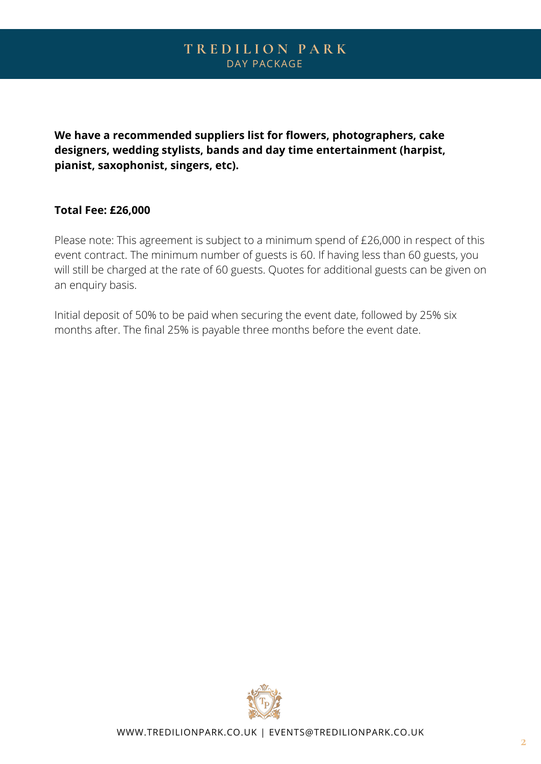**We have a recommended suppliers list for flowers, photographers, cake designers, wedding stylists, bands and day time entertainment (harpist, pianist, saxophonist, singers, etc).**

**Total Fee: £26,000**

Please note: This agreement is subject to a minimum spend of £26,000 in respect of this event contract. The minimum number of guests is 60. If having less than 60 guests, you will still be charged at the rate of 60 guests. Quotes for additional guests can be given on an enquiry basis.

Initial deposit of 50% to be paid when securing the event date, followed by 25% six months after. The final 25% is payable three months before the event date.